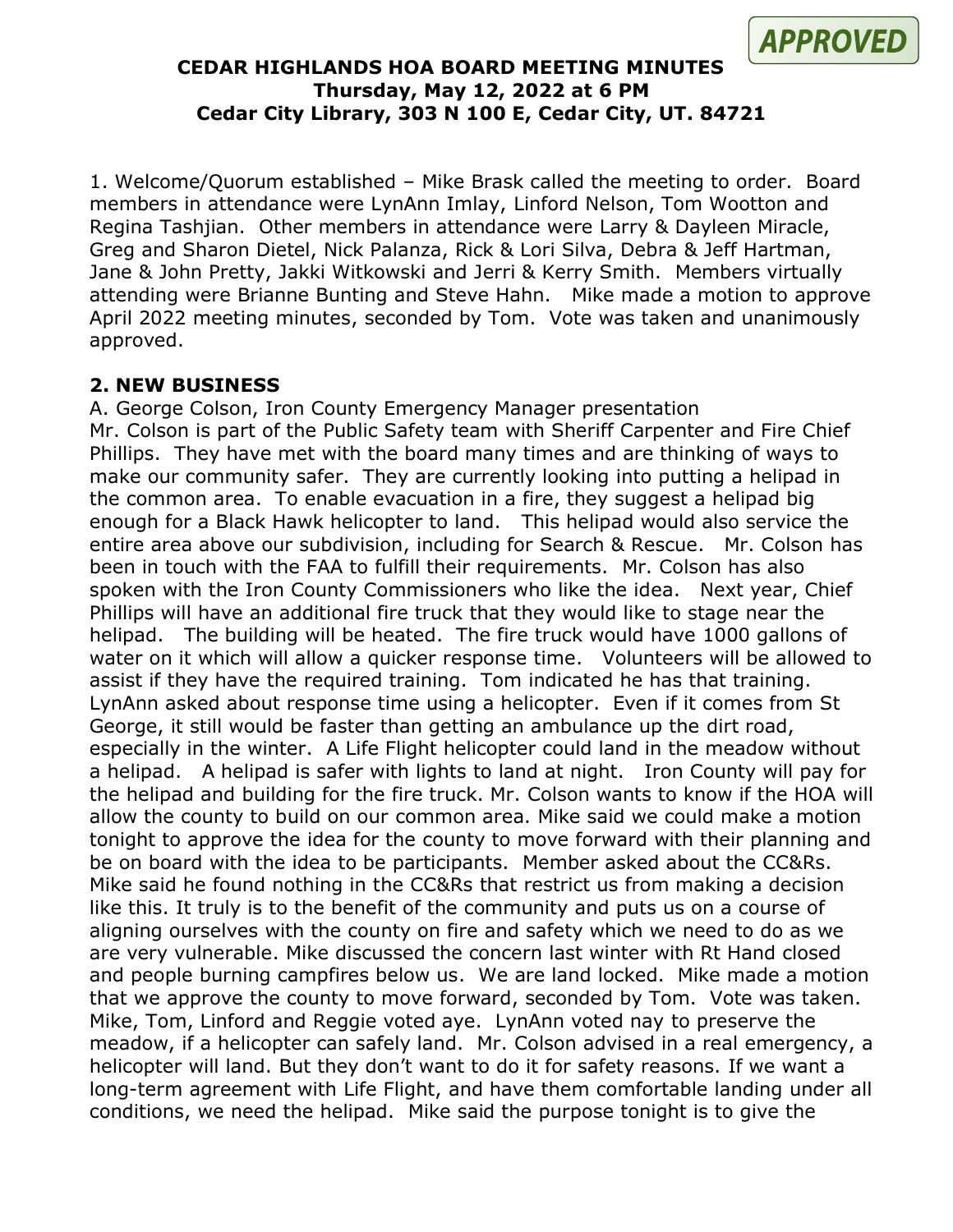APPROVED

# CEDAR HIGHLANDS HOA BOARD MEETING MINUTES
## Thursday, May 12, 2022 at 6 PM
## Cedar City Library, 303 N 100 E, Cedar City, UT. 84721

1. Welcome/Quorum established – Mike Brask called the meeting to order. Board members in attendance were LynAnn Imlay, Linford Nelson, Tom Wootton and Regina Tashjian. Other members in attendance were Larry & Dayleen Miracle, Greg and Sharon Dietel, Nick Palanza, Rick & Lori Silva, Debra & Jeff Hartman, Jane & John Pretty, Jakki Witkowski and Jerri & Kerry Smith. Members virtually attending were Brianne Bunting and Steve Hahn. Mike made a motion to approve April 2022 meeting minutes, seconded by Tom. Vote was taken and unanimously approved.

**2. NEW BUSINESS**

A. George Colson, Iron County Emergency Manager presentation
Mr. Colson is part of the Public Safety team with Sheriff Carpenter and Fire Chief Phillips. They have met with the board many times and are thinking of ways to make our community safer. They are currently looking into putting a helipad in the common area. To enable evacuation in a fire, they suggest a helipad big enough for a Black Hawk helicopter to land. This helipad would also service the entire area above our subdivision, including for Search & Rescue. Mr. Colson has been in touch with the FAA to fulfill their requirements. Mr. Colson has also spoken with the Iron County Commissioners who like the idea. Next year, Chief Phillips will have an additional fire truck that they would like to stage near the helipad. The building will be heated. The fire truck would have 1000 gallons of water on it which will allow a quicker response time. Volunteers will be allowed to assist if they have the required training. Tom indicated he has that training. LynAnn asked about response time using a helicopter. Even if it comes from St George, it still would be faster than getting an ambulance up the dirt road, especially in the winter. A Life Flight helicopter could land in the meadow without a helipad. A helipad is safer with lights to land at night. Iron County will pay for the helipad and building for the fire truck. Mr. Colson wants to know if the HOA will allow the county to build on our common area. Mike said we could make a motion tonight to approve the idea for the county to move forward with their planning and be on board with the idea to be participants. Member asked about the CC&Rs. Mike said he found nothing in the CC&Rs that restrict us from making a decision like this. It truly is to the benefit of the community and puts us on a course of aligning ourselves with the county on fire and safety which we need to do as we are very vulnerable. Mike discussed the concern last winter with Rt Hand closed and people burning campfires below us. We are land locked. Mike made a motion that we approve the county to move forward, seconded by Tom. Vote was taken. Mike, Tom, Linford and Reggie voted aye. LynAnn voted nay to preserve the meadow, if a helicopter can safely land. Mr. Colson advised in a real emergency, a helicopter will land. But they don't want to do it for safety reasons. If we want a long-term agreement with Life Flight, and have them comfortable landing under all conditions, we need the helipad. Mike said the purpose tonight is to give the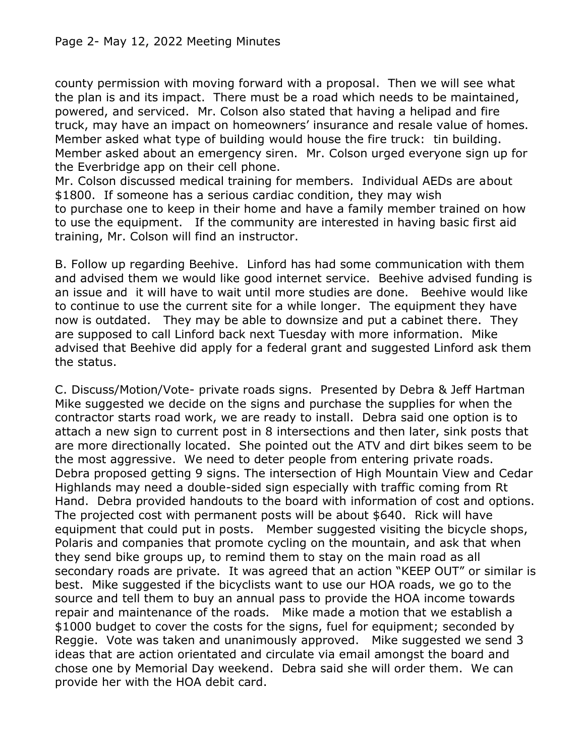county permission with moving forward with a proposal. Then we will see what the plan is and its impact. There must be a road which needs to be maintained, powered, and serviced. Mr. Colson also stated that having a helipad and fire truck, may have an impact on homeowners' insurance and resale value of homes. Member asked what type of building would house the fire truck: tin building. Member asked about an emergency siren. Mr. Colson urged everyone sign up for the Everbridge app on their cell phone.
Mr. Colson discussed medical training for members. Individual AEDs are about \$1800. If someone has a serious cardiac condition, they may wish to purchase one to keep in their home and have a family member trained on how to use the equipment. If the community are interested in having basic first aid training, Mr. Colson will find an instructor.

B. Follow up regarding Beehive. Linford has had some communication with them and advised them we would like good internet service. Beehive advised funding is an issue and it will have to wait until more studies are done. Beehive would like to continue to use the current site for a while longer. The equipment they have now is outdated. They may be able to downsize and put a cabinet there. They are supposed to call Linford back next Tuesday with more information. Mike advised that Beehive did apply for a federal grant and suggested Linford ask them the status.

C. Discuss/Motion/Vote- private roads signs. Presented by Debra & Jeff Hartman Mike suggested we decide on the signs and purchase the supplies for when the contractor starts road work, we are ready to install. Debra said one option is to attach a new sign to current post in 8 intersections and then later, sink posts that are more directionally located. She pointed out the ATV and dirt bikes seem to be the most aggressive. We need to deter people from entering private roads. Debra proposed getting 9 signs. The intersection of High Mountain View and Cedar Highlands may need a double-sided sign especially with traffic coming from Rt Hand. Debra provided handouts to the board with information of cost and options. The projected cost with permanent posts will be about \$640. Rick will have equipment that could put in posts. Member suggested visiting the bicycle shops, Polaris and companies that promote cycling on the mountain, and ask that when they send bike groups up, to remind them to stay on the main road as all secondary roads are private. It was agreed that an action "KEEP OUT" or similar is best. Mike suggested if the bicyclists want to use our HOA roads, we go to the source and tell them to buy an annual pass to provide the HOA income towards repair and maintenance of the roads. Mike made a motion that we establish a \$1000 budget to cover the costs for the signs, fuel for equipment; seconded by Reggie. Vote was taken and unanimously approved. Mike suggested we send 3 ideas that are action orientated and circulate via email amongst the board and chose one by Memorial Day weekend. Debra said she will order them. We can provide her with the HOA debit card.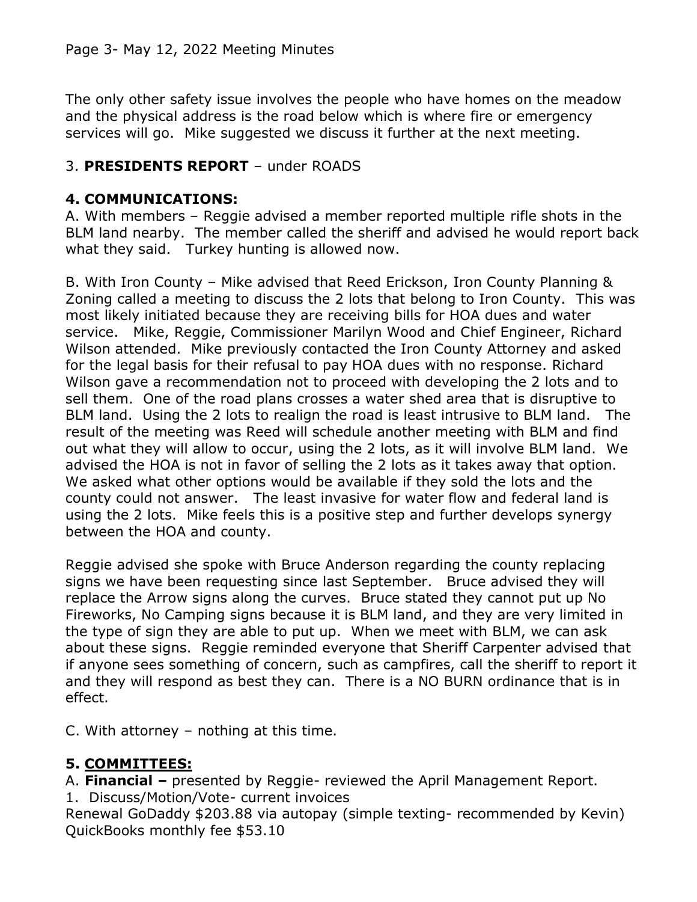The only other safety issue involves the people who have homes on the meadow and the physical address is the road below which is where fire or emergency services will go. Mike suggested we discuss it further at the next meeting.

3. **PRESIDENTS REPORT** – under ROADS

**4. COMMUNICATIONS:**

A. With members – Reggie advised a member reported multiple rifle shots in the BLM land nearby. The member called the sheriff and advised he would report back what they said. Turkey hunting is allowed now.

B. With Iron County – Mike advised that Reed Erickson, Iron County Planning & Zoning called a meeting to discuss the 2 lots that belong to Iron County. This was most likely initiated because they are receiving bills for HOA dues and water service. Mike, Reggie, Commissioner Marilyn Wood and Chief Engineer, Richard Wilson attended. Mike previously contacted the Iron County Attorney and asked for the legal basis for their refusal to pay HOA dues with no response. Richard Wilson gave a recommendation not to proceed with developing the 2 lots and to sell them. One of the road plans crosses a water shed area that is disruptive to BLM land. Using the 2 lots to realign the road is least intrusive to BLM land. The result of the meeting was Reed will schedule another meeting with BLM and find out what they will allow to occur, using the 2 lots, as it will involve BLM land. We advised the HOA is not in favor of selling the 2 lots as it takes away that option. We asked what other options would be available if they sold the lots and the county could not answer. The least invasive for water flow and federal land is using the 2 lots. Mike feels this is a positive step and further develops synergy between the HOA and county.

Reggie advised she spoke with Bruce Anderson regarding the county replacing signs we have been requesting since last September. Bruce advised they will replace the Arrow signs along the curves. Bruce stated they cannot put up No Fireworks, No Camping signs because it is BLM land, and they are very limited in the type of sign they are able to put up. When we meet with BLM, we can ask about these signs. Reggie reminded everyone that Sheriff Carpenter advised that if anyone sees something of concern, such as campfires, call the sheriff to report it and they will respond as best they can. There is a NO BURN ordinance that is in effect.

C. With attorney – nothing at this time.

**5. COMMITTEES:**

A. **Financial –** presented by Reggie- reviewed the April Management Report.

1. Discuss/Motion/Vote- current invoices

Renewal GoDaddy $203.88 via autopay (simple texting- recommended by Kevin)
QuickBooks monthly fee $53.10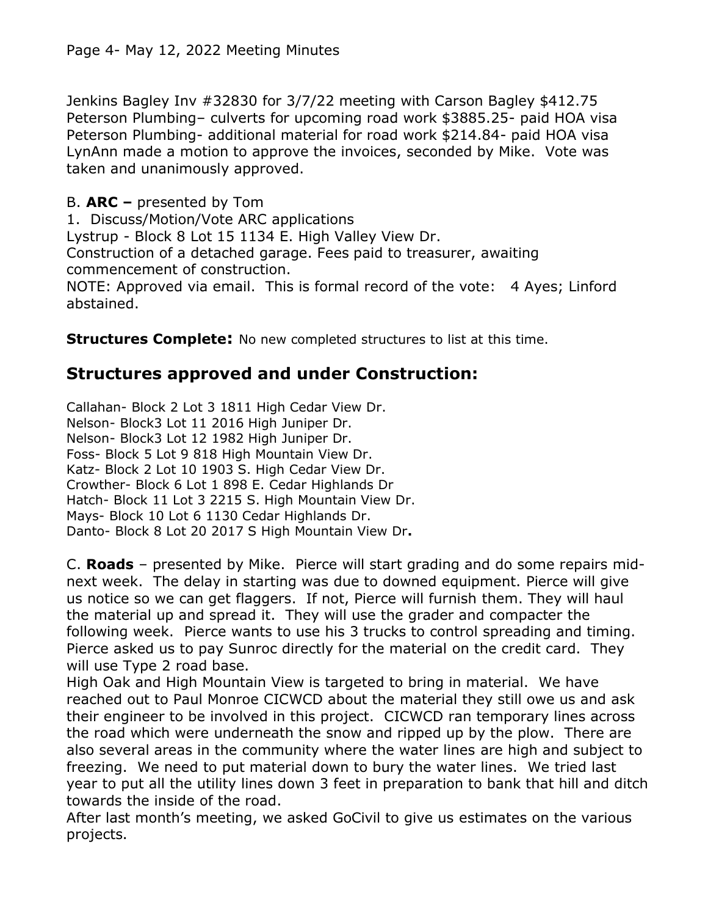Jenkins Bagley Inv #32830 for 3/7/22 meeting with Carson Bagley $412.75
Peterson Plumbing– culverts for upcoming road work $3885.25- paid HOA visa
Peterson Plumbing- additional material for road work $214.84- paid HOA visa
LynAnn made a motion to approve the invoices, seconded by Mike. Vote was taken and unanimously approved.

B. **ARC –** presented by Tom

1. Discuss/Motion/Vote ARC applications

Lystrup - Block 8 Lot 15 1134 E. High Valley View Dr.
Construction of a detached garage. Fees paid to treasurer, awaiting commencement of construction.
NOTE: Approved via email. This is formal record of the vote: 4 Ayes; Linford abstained.

**Structures Complete:** No new completed structures to list at this time.

## Structures approved and under Construction:

Callahan- Block 2 Lot 3 1811 High Cedar View Dr.
Nelson- Block3 Lot 11 2016 High Juniper Dr.
Nelson- Block3 Lot 12 1982 High Juniper Dr.
Foss- Block 5 Lot 9 818 High Mountain View Dr.
Katz- Block 2 Lot 10 1903 S. High Cedar View Dr.
Crowther- Block 6 Lot 1 898 E. Cedar Highlands Dr
Hatch- Block 11 Lot 3 2215 S. High Mountain View Dr.
Mays- Block 10 Lot 6 1130 Cedar Highlands Dr.
Danto- Block 8 Lot 20 2017 S High Mountain View Dr**.**

C. **Roads** – presented by Mike. Pierce will start grading and do some repairs mid-next week. The delay in starting was due to downed equipment. Pierce will give us notice so we can get flaggers. If not, Pierce will furnish them. They will haul the material up and spread it. They will use the grader and compacter the following week. Pierce wants to use his 3 trucks to control spreading and timing. Pierce asked us to pay Sunroc directly for the material on the credit card. They will use Type 2 road base.

High Oak and High Mountain View is targeted to bring in material. We have reached out to Paul Monroe CICWCD about the material they still owe us and ask their engineer to be involved in this project. CICWCD ran temporary lines across the road which were underneath the snow and ripped up by the plow. There are also several areas in the community where the water lines are high and subject to freezing. We need to put material down to bury the water lines. We tried last year to put all the utility lines down 3 feet in preparation to bank that hill and ditch towards the inside of the road.

After last month's meeting, we asked GoCivil to give us estimates on the various projects.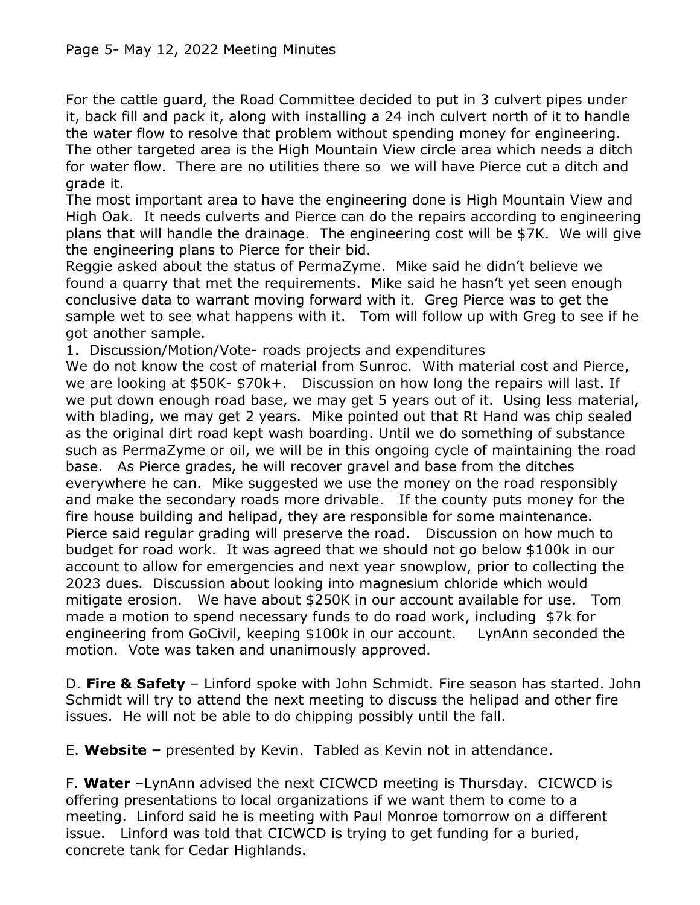For the cattle guard, the Road Committee decided to put in 3 culvert pipes under it, back fill and pack it, along with installing a 24 inch culvert north of it to handle the water flow to resolve that problem without spending money for engineering. The other targeted area is the High Mountain View circle area which needs a ditch for water flow. There are no utilities there so we will have Pierce cut a ditch and grade it.

The most important area to have the engineering done is High Mountain View and High Oak. It needs culverts and Pierce can do the repairs according to engineering plans that will handle the drainage. The engineering cost will be $7K. We will give the engineering plans to Pierce for their bid.

Reggie asked about the status of PermaZyme. Mike said he didn't believe we found a quarry that met the requirements. Mike said he hasn't yet seen enough conclusive data to warrant moving forward with it. Greg Pierce was to get the sample wet to see what happens with it. Tom will follow up with Greg to see if he got another sample.

1. Discussion/Motion/Vote- roads projects and expenditures

We do not know the cost of material from Sunroc. With material cost and Pierce, we are looking at $50K- $70k+. Discussion on how long the repairs will last. If we put down enough road base, we may get 5 years out of it. Using less material, with blading, we may get 2 years. Mike pointed out that Rt Hand was chip sealed as the original dirt road kept wash boarding. Until we do something of substance such as PermaZyme or oil, we will be in this ongoing cycle of maintaining the road base. As Pierce grades, he will recover gravel and base from the ditches everywhere he can. Mike suggested we use the money on the road responsibly and make the secondary roads more drivable. If the county puts money for the fire house building and helipad, they are responsible for some maintenance. Pierce said regular grading will preserve the road. Discussion on how much to budget for road work. It was agreed that we should not go below $100k in our account to allow for emergencies and next year snowplow, prior to collecting the 2023 dues. Discussion about looking into magnesium chloride which would mitigate erosion. We have about $250K in our account available for use. Tom made a motion to spend necessary funds to do road work, including $7k for engineering from GoCivil, keeping $100k in our account. LynAnn seconded the motion. Vote was taken and unanimously approved.

D. **Fire & Safety** – Linford spoke with John Schmidt. Fire season has started. John Schmidt will try to attend the next meeting to discuss the helipad and other fire issues. He will not be able to do chipping possibly until the fall.

E. **Website –** presented by Kevin. Tabled as Kevin not in attendance.

F. **Water** –LynAnn advised the next CICWCD meeting is Thursday. CICWCD is offering presentations to local organizations if we want them to come to a meeting. Linford said he is meeting with Paul Monroe tomorrow on a different issue. Linford was told that CICWCD is trying to get funding for a buried, concrete tank for Cedar Highlands.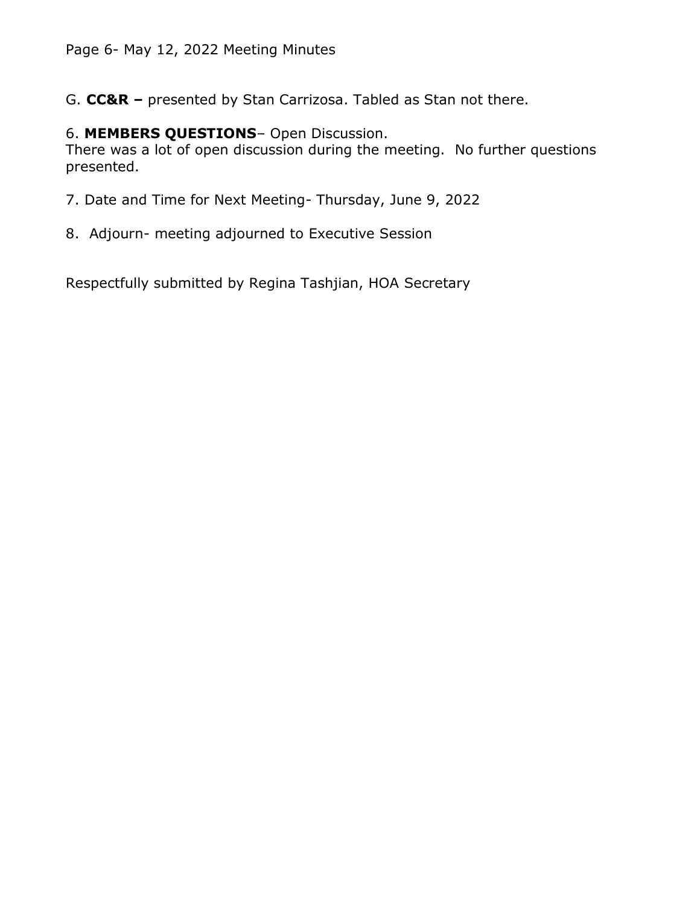G. **CC&R –** presented by Stan Carrizosa. Tabled as Stan not there.

6. **MEMBERS QUESTIONS**– Open Discussion.
There was a lot of open discussion during the meeting. No further questions presented.

7. Date and Time for Next Meeting- Thursday, June 9, 2022

8. Adjourn- meeting adjourned to Executive Session

Respectfully submitted by Regina Tashjian, HOA Secretary